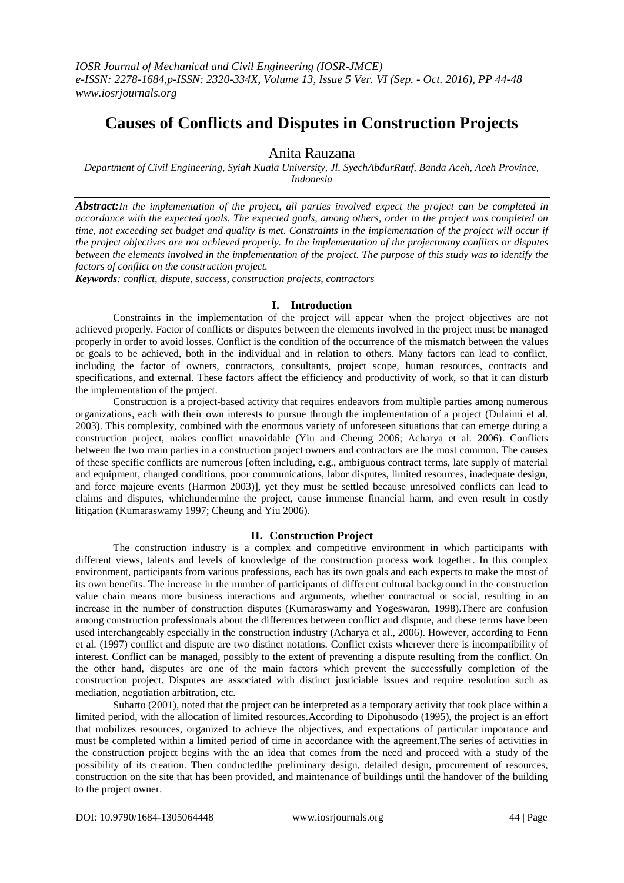# Causes of Conflicts and Disputes in Construction Projects

Anita Rauzana

*Department of Civil Engineering, Syiah Kuala University, Jl. SyechAbdurRauf, Banda Aceh, Aceh Province, Indonesia*

***Abstract:*** *In the implementation of the project, all parties involved expect the project can be completed in accordance with the expected goals. The expected goals, among others, order to the project was completed on time, not exceeding set budget and quality is met. Constraints in the implementation of the project will occur if the project objectives are not achieved properly. In the implementation of the projectmany conflicts or disputes between the elements involved in the implementation of the project. The purpose of this study was to identify the factors of conflict on the construction project.*

***Keywords****: conflict, dispute, success, construction projects, contractors*

## I. Introduction

Constraints in the implementation of the project will appear when the project objectives are not achieved properly. Factor of conflicts or disputes between the elements involved in the project must be managed properly in order to avoid losses. Conflict is the condition of the occurrence of the mismatch between the values or goals to be achieved, both in the individual and in relation to others. Many factors can lead to conflict, including the factor of owners, contractors, consultants, project scope, human resources, contracts and specifications, and external. These factors affect the efficiency and productivity of work, so that it can disturb the implementation of the project.

Construction is a project-based activity that requires endeavors from multiple parties among numerous organizations, each with their own interests to pursue through the implementation of a project (Dulaimi et al. 2003). This complexity, combined with the enormous variety of unforeseen situations that can emerge during a construction project, makes conflict unavoidable (Yiu and Cheung 2006; Acharya et al. 2006). Conflicts between the two main parties in a construction project owners and contractors are the most common. The causes of these specific conflicts are numerous [often including, e.g., ambiguous contract terms, late supply of material and equipment, changed conditions, poor communications, labor disputes, limited resources, inadequate design, and force majeure events (Harmon 2003)], yet they must be settled because unresolved conflicts can lead to claims and disputes, whichundermine the project, cause immense financial harm, and even result in costly litigation (Kumaraswamy 1997; Cheung and Yiu 2006).

## II. Construction Project

The construction industry is a complex and competitive environment in which participants with different views, talents and levels of knowledge of the construction process work together. In this complex environment, participants from various professions, each has its own goals and each expects to make the most of its own benefits. The increase in the number of participants of different cultural background in the construction value chain means more business interactions and arguments, whether contractual or social, resulting in an increase in the number of construction disputes (Kumaraswamy and Yogeswaran, 1998).There are confusion among construction professionals about the differences between conflict and dispute, and these terms have been used interchangeably especially in the construction industry (Acharya et al., 2006). However, according to Fenn et al. (1997) conflict and dispute are two distinct notations. Conflict exists wherever there is incompatibility of interest. Conflict can be managed, possibly to the extent of preventing a dispute resulting from the conflict. On the other hand, disputes are one of the main factors which prevent the successfully completion of the construction project. Disputes are associated with distinct justiciable issues and require resolution such as mediation, negotiation arbitration, etc.

Suharto (2001), noted that the project can be interpreted as a temporary activity that took place within a limited period, with the allocation of limited resources.According to Dipohusodo (1995), the project is an effort that mobilizes resources, organized to achieve the objectives, and expectations of particular importance and must be completed within a limited period of time in accordance with the agreement.The series of activities in the construction project begins with the an idea that comes from the need and proceed with a study of the possibility of its creation. Then conductedthe preliminary design, detailed design, procurement of resources, construction on the site that has been provided, and maintenance of buildings until the handover of the building to the project owner.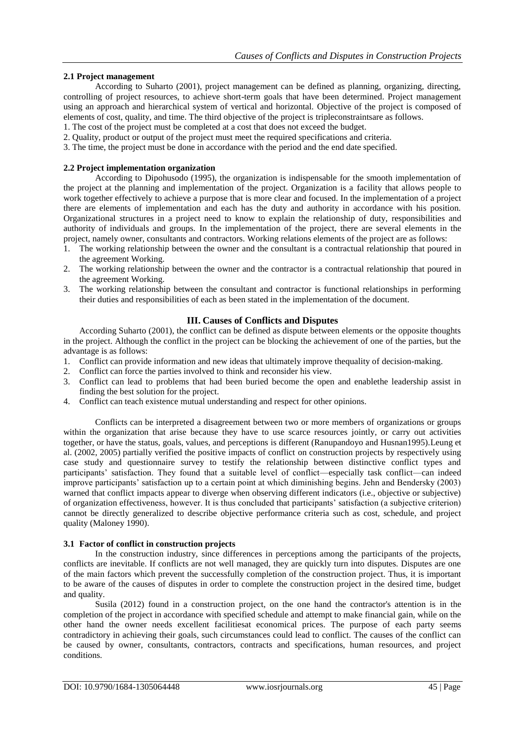### 2.1 Project management

According to Suharto (2001), project management can be defined as planning, organizing, directing, controlling of project resources, to achieve short-term goals that have been determined. Project management using an approach and hierarchical system of vertical and horizontal. Objective of the project is composed of elements of cost, quality, and time. The third objective of the project is tripleconstraintsare as follows.

1. The cost of the project must be completed at a cost that does not exceed the budget.
2. Quality, product or output of the project must meet the required specifications and criteria.
3. The time, the project must be done in accordance with the period and the end date specified.

### 2.2 Project implementation organization

According to Dipohusodo (1995), the organization is indispensable for the smooth implementation of the project at the planning and implementation of the project. Organization is a facility that allows people to work together effectively to achieve a purpose that is more clear and focused. In the implementation of a project there are elements of implementation and each has the duty and authority in accordance with his position. Organizational structures in a project need to know to explain the relationship of duty, responsibilities and authority of individuals and groups. In the implementation of the project, there are several elements in the project, namely owner, consultants and contractors. Working relations elements of the project are as follows:

1. The working relationship between the owner and the consultant is a contractual relationship that poured in the agreement Working.
2. The working relationship between the owner and the contractor is a contractual relationship that poured in the agreement Working.
3. The working relationship between the consultant and contractor is functional relationships in performing their duties and responsibilities of each as been stated in the implementation of the document.

## III. Causes of Conflicts and Disputes

According Suharto (2001), the conflict can be defined as dispute between elements or the opposite thoughts in the project. Although the conflict in the project can be blocking the achievement of one of the parties, but the advantage is as follows:

1. Conflict can provide information and new ideas that ultimately improve thequality of decision-making.
2. Conflict can force the parties involved to think and reconsider his view.
3. Conflict can lead to problems that had been buried become the open and enablethe leadership assist in finding the best solution for the project.
4. Conflict can teach existence mutual understanding and respect for other opinions.

Conflicts can be interpreted a disagreement between two or more members of organizations or groups within the organization that arise because they have to use scarce resources jointly, or carry out activities together, or have the status, goals, values, and perceptions is different (Ranupandoyo and Husnan1995).Leung et al. (2002, 2005) partially verified the positive impacts of conflict on construction projects by respectively using case study and questionnaire survey to testify the relationship between distinctive conflict types and participants' satisfaction. They found that a suitable level of conflict—especially task conflict—can indeed improve participants' satisfaction up to a certain point at which diminishing begins. Jehn and Bendersky (2003) warned that conflict impacts appear to diverge when observing different indicators (i.e., objective or subjective) of organization effectiveness, however. It is thus concluded that participants' satisfaction (a subjective criterion) cannot be directly generalized to describe objective performance criteria such as cost, schedule, and project quality (Maloney 1990).

### 3.1 Factor of conflict in construction projects

In the construction industry, since differences in perceptions among the participants of the projects, conflicts are inevitable. If conflicts are not well managed, they are quickly turn into disputes. Disputes are one of the main factors which prevent the successfully completion of the construction project. Thus, it is important to be aware of the causes of disputes in order to complete the construction project in the desired time, budget and quality.

Susila (2012) found in a construction project, on the one hand the contractor's attention is in the completion of the project in accordance with specified schedule and attempt to make financial gain, while on the other hand the owner needs excellent facilitiesat economical prices. The purpose of each party seems contradictory in achieving their goals, such circumstances could lead to conflict. The causes of the conflict can be caused by owner, consultants, contractors, contracts and specifications, human resources, and project conditions.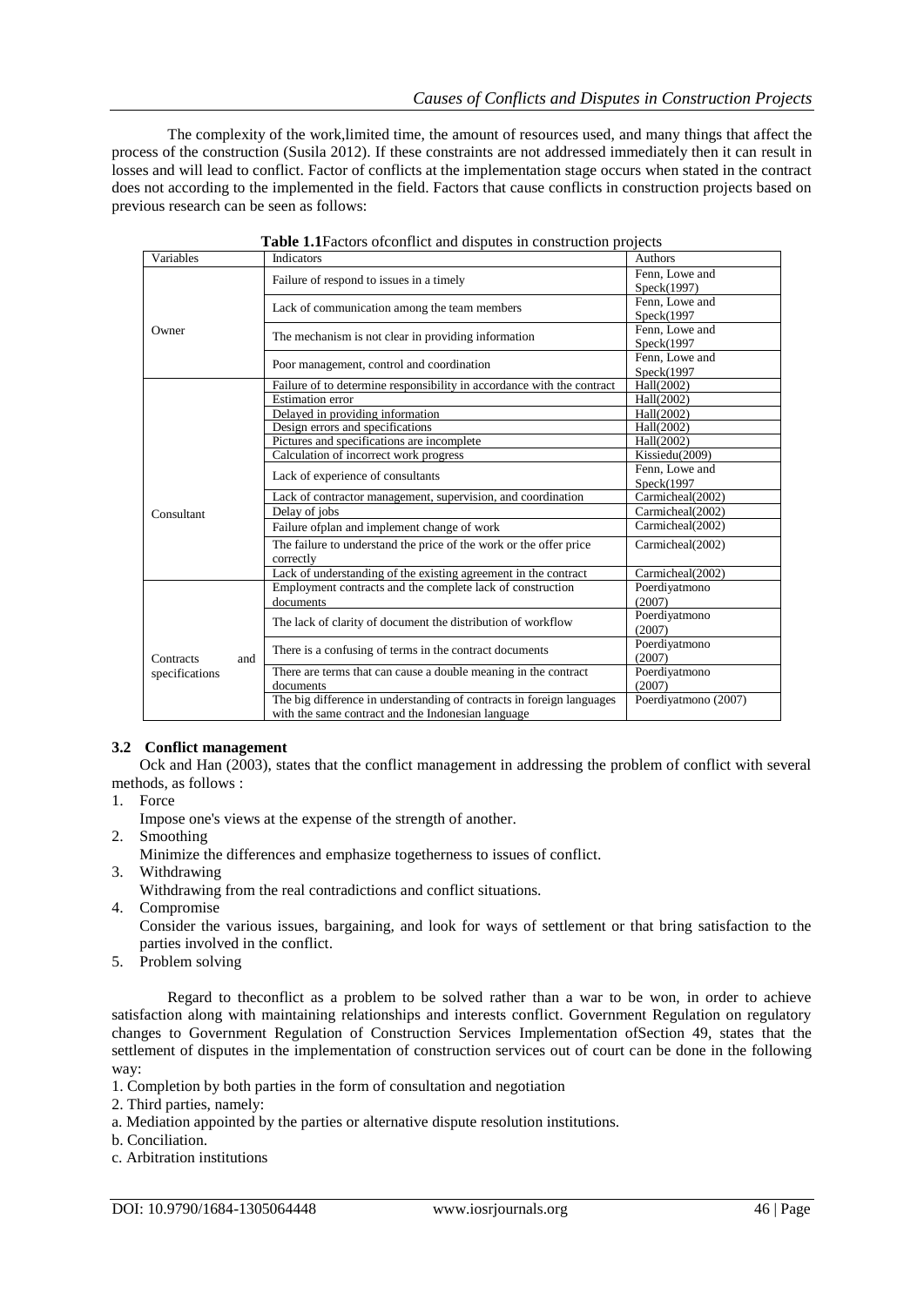The complexity of the work,limited time, the amount of resources used, and many things that affect the process of the construction (Susila 2012). If these constraints are not addressed immediately then it can result in losses and will lead to conflict. Factor of conflicts at the implementation stage occurs when stated in the contract does not according to the implemented in the field. Factors that cause conflicts in construction projects based on previous research can be seen as follows:

**Table 1.1**Factors ofconflict and disputes in construction projects

| Variables | Indicators | Authors |
|---|---|---|
| Owner | Failure of respond to issues in a timely | Fenn, Lowe and Speck(1997) |
| | Lack of communication among the team members | Fenn, Lowe and Speck(1997 |
| | The mechanism is not clear in providing information | Fenn, Lowe and Speck(1997 |
| | Poor management, control and coordination | Fenn, Lowe and Speck(1997 |
| Consultant | Failure of to determine responsibility in accordance with the contract | Hall(2002) |
| | Estimation error | Hall(2002) |
| | Delayed in providing information | Hall(2002) |
| | Design errors and specifications | Hall(2002) |
| | Pictures and specifications are incomplete | Hall(2002) |
| | Calculation of incorrect work progress | Kissiedu(2009) |
| | Lack of experience of consultants | Fenn, Lowe and Speck(1997 |
| | Lack of contractor management, supervision, and coordination | Carmicheal(2002) |
| | Delay of jobs | Carmicheal(2002) |
| | Failure ofplan and implement change of work | Carmicheal(2002) |
| | The failure to understand the price of the work or the offer price correctly | Carmicheal(2002) |
| | Lack of understanding of the existing agreement in the contract | Carmicheal(2002) |
| Contracts and specifications | Employment contracts and the complete lack of construction documents | Poerdiyatmono (2007) |
| | The lack of clarity of document the distribution of workflow | Poerdiyatmono (2007) |
| | There is a confusing of terms in the contract documents | Poerdiyatmono (2007) |
| | There are terms that can cause a double meaning in the contract documents | Poerdiyatmono (2007) |
| | The big difference in understanding of contracts in foreign languages with the same contract and the Indonesian language | Poerdiyatmono (2007) |

### 3.2 Conflict management

Ock and Han (2003), states that the conflict management in addressing the problem of conflict with several methods, as follows :

1. Force
   Impose one's views at the expense of the strength of another.
2. Smoothing
   Minimize the differences and emphasize togetherness to issues of conflict.
3. Withdrawing
   Withdrawing from the real contradictions and conflict situations.
4. Compromise
   Consider the various issues, bargaining, and look for ways of settlement or that bring satisfaction to the parties involved in the conflict.
5. Problem solving

Regard to theconflict as a problem to be solved rather than a war to be won, in order to achieve satisfaction along with maintaining relationships and interests conflict. Government Regulation on regulatory changes to Government Regulation of Construction Services Implementation ofSection 49, states that the settlement of disputes in the implementation of construction services out of court can be done in the following way:

1. Completion by both parties in the form of consultation and negotiation
2. Third parties, namely:

a. Mediation appointed by the parties or alternative dispute resolution institutions.
b. Conciliation.
c. Arbitration institutions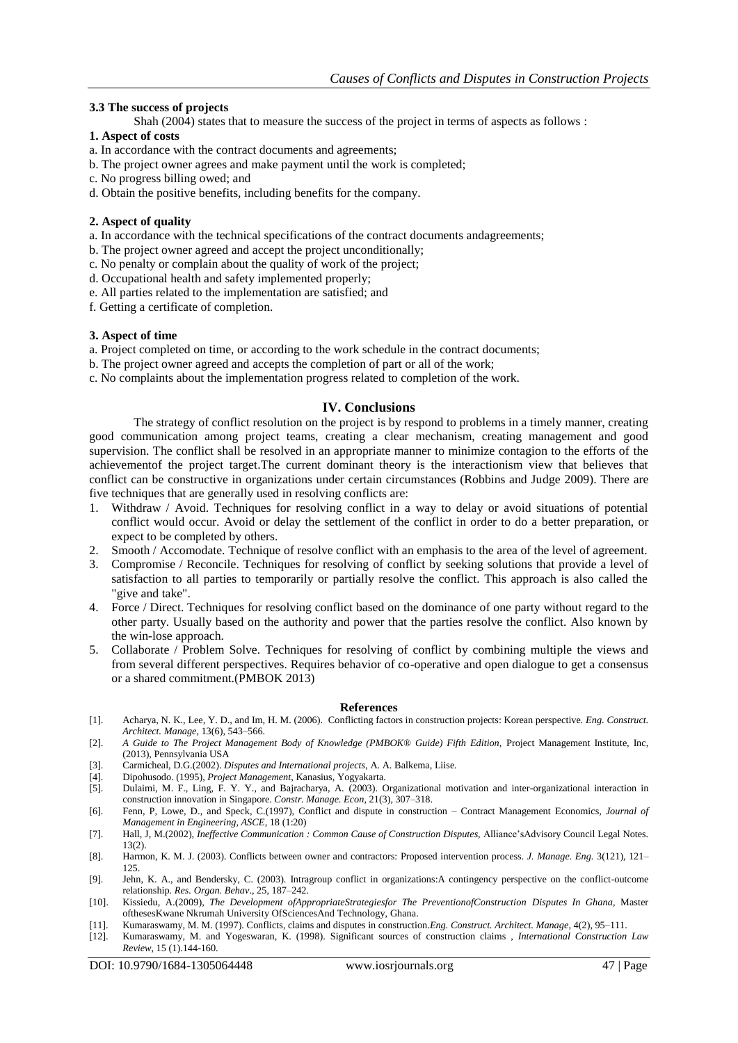### 3.3 The success of projects

Shah (2004) states that to measure the success of the project in terms of aspects as follows :

**1. Aspect of costs**

a. In accordance with the contract documents and agreements;
b. The project owner agrees and make payment until the work is completed;
c. No progress billing owed; and
d. Obtain the positive benefits, including benefits for the company.

**2. Aspect of quality**

a. In accordance with the technical specifications of the contract documents andagreements;
b. The project owner agreed and accept the project unconditionally;
c. No penalty or complain about the quality of work of the project;
d. Occupational health and safety implemented properly;
e. All parties related to the implementation are satisfied; and
f. Getting a certificate of completion.

**3. Aspect of time**

a. Project completed on time, or according to the work schedule in the contract documents;
b. The project owner agreed and accepts the completion of part or all of the work;
c. No complaints about the implementation progress related to completion of the work.

## IV. Conclusions

The strategy of conflict resolution on the project is by respond to problems in a timely manner, creating good communication among project teams, creating a clear mechanism, creating management and good supervision. The conflict shall be resolved in an appropriate manner to minimize contagion to the efforts of the achievementof the project target.The current dominant theory is the interactionism view that believes that conflict can be constructive in organizations under certain circumstances (Robbins and Judge 2009). There are five techniques that are generally used in resolving conflicts are:

1. Withdraw / Avoid. Techniques for resolving conflict in a way to delay or avoid situations of potential conflict would occur. Avoid or delay the settlement of the conflict in order to do a better preparation, or expect to be completed by others.
2. Smooth / Accomodate. Technique of resolve conflict with an emphasis to the area of the level of agreement.
3. Compromise / Reconcile. Techniques for resolving of conflict by seeking solutions that provide a level of satisfaction to all parties to temporarily or partially resolve the conflict. This approach is also called the "give and take".
4. Force / Direct. Techniques for resolving conflict based on the dominance of one party without regard to the other party. Usually based on the authority and power that the parties resolve the conflict. Also known by the win-lose approach.
5. Collaborate / Problem Solve. Techniques for resolving of conflict by combining multiple the views and from several different perspectives. Requires behavior of co-operative and open dialogue to get a consensus or a shared commitment.(PMBOK 2013)

## References

[1]. Acharya, N. K., Lee, Y. D., and Im, H. M. (2006). Conflicting factors in construction projects: Korean perspective. *Eng. Construct. Architect. Manage*, 13(6), 543–566.

[2]. *A Guide to The Project Management Body of Knowledge (PMBOK® Guide) Fifth Edition,* Project Management Institute, Inc, (2013), Pennsylvania USA

[3]. Carmicheal, D.G.(2002). *Disputes and International projects*, A. A. Balkema, Liise.

[4]. Dipohusodo. (1995), *Project Management*, Kanasius, Yogyakarta.

[5]. Dulaimi, M. F., Ling, F. Y. Y., and Bajracharya, A. (2003). Organizational motivation and inter-organizational interaction in construction innovation in Singapore. *Constr. Manage. Econ,* 21(3), 307–318.

[6]. Fenn, P, Lowe, D., and Speck, C.(1997), Conflict and dispute in construction – Contract Management Economics, *Journal of Management in Engineering, ASCE,* 18 (1:20)

[7]. Hall, J, M.(2002), *Ineffective Communication : Common Cause of Construction Disputes*, Alliance'sAdvisory Council Legal Notes. 13(2).

[8]. Harmon, K. M. J. (2003). Conflicts between owner and contractors: Proposed intervention process. *J. Manage. Eng.* 3(121), 121–125.

[9]. Jehn, K. A., and Bendersky, C. (2003). Intragroup conflict in organizations:A contingency perspective on the conflict-outcome relationship. *Res. Organ. Behav*., 25, 187–242.

[10]. Kissiedu, A.(2009), *The Development ofAppropriateStrategiesfor The PreventionofConstruction Disputes In Ghana*, Master ofthesesKwane Nkrumah University OfSciencesAnd Technology, Ghana.

[11]. Kumaraswamy, M. M. (1997). Conflicts, claims and disputes in construction.*Eng. Construct. Architect. Manage*, 4(2), 95–111.

[12]. Kumaraswamy, M. and Yogeswaran, K. (1998). Significant sources of construction claims , *International Construction Law Review*, 15 (1).144-160.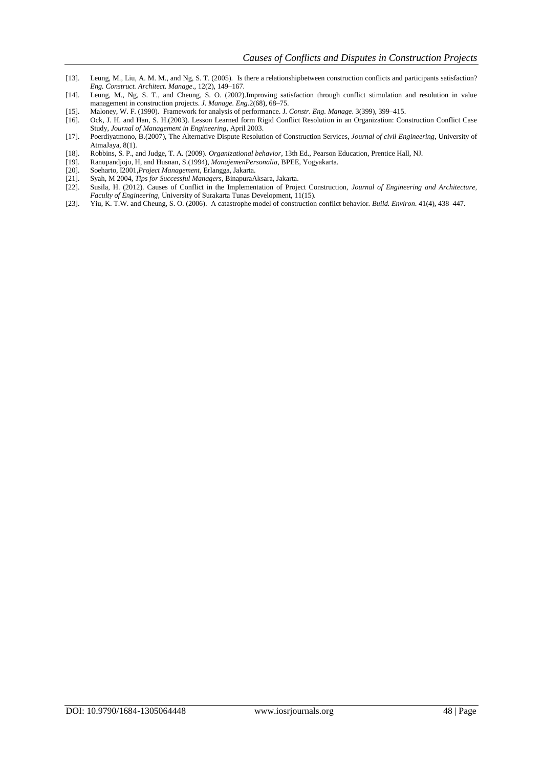[13]. Leung, M., Liu, A. M. M., and Ng, S. T. (2005). Is there a relationshipbetween construction conflicts and participants satisfaction? *Eng. Construct. Architect. Manage*., 12(2), 149–167.

[14]. Leung, M., Ng, S. T., and Cheung, S. O. (2002).Improving satisfaction through conflict stimulation and resolution in value management in construction projects. *J. Manage. Eng*.2(68), 68–75.

[15]. Maloney, W. F. (1990). Framework for analysis of performance. J. *Constr. Eng. Manage*. 3(399), 399–415.

[16]. Ock, J. H. and Han, S. H.(2003). Lesson Learned form Rigid Conflict Resolution in an Organization: Construction Conflict Case Study, *Journal of Management in Engineering*, April 2003.

[17]. Poerdiyatmono, B.(2007), The Alternative Dispute Resolution of Construction Services, *Journal of civil Engineering*, University of AtmaJaya, 8(1).

[18]. Robbins, S. P., and Judge, T. A. (2009). *Organizational behavior*, 13th Ed., Pearson Education, Prentice Hall, NJ.

[19]. Ranupandjojo, H, and Husnan, S.(1994), *ManajemenPersonalia*, BPEE, Yogyakarta.

[20]. Soeharto, I2001,*Project Management*, Erlangga, Jakarta.

[21]. Syah, M 2004, *Tips for Successful Managers*, BinapuraAksara, Jakarta.

[22]. Susila, H. (2012). Causes of Conflict in the Implementation of Project Construction, *Journal of Engineering and Architecture, Faculty of Engineering*, University of Surakarta Tunas Development, 11(15).

[23]. Yiu, K. T.W. and Cheung, S. O. (2006). A catastrophe model of construction conflict behavior. *Build. Environ*. 41(4), 438–447.